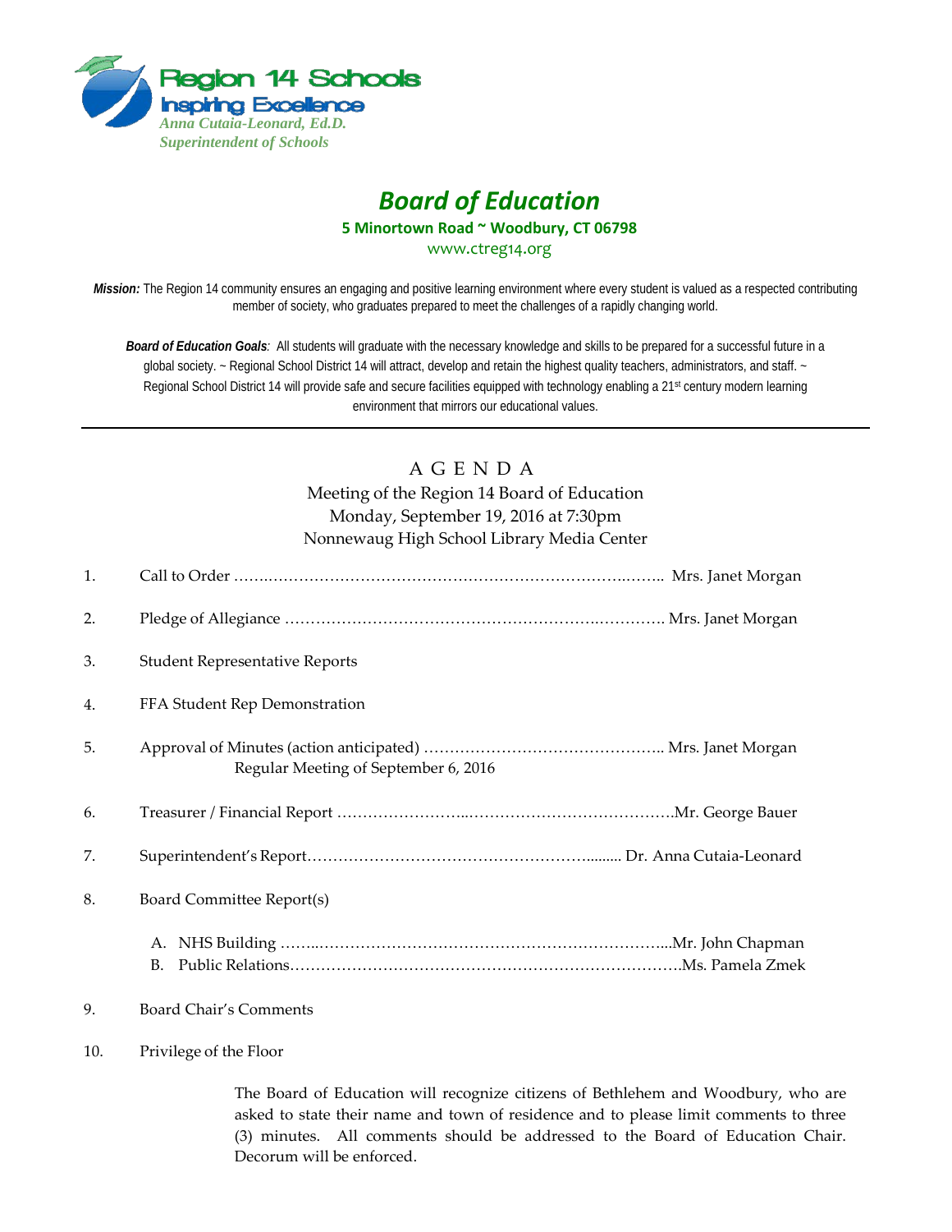Region 14 Schools
Inspiring Excellence
*Anna Cutaia-Leonard, Ed.D.*
*Superintendent of Schools*

# *Board of Education*

**5 Minortown Road ~ Woodbury, CT 06798**

www.ctreg14.org

***Mission:*** The Region 14 community ensures an engaging and positive learning environment where every student is valued as a respected contributing member of society, who graduates prepared to meet the challenges of a rapidly changing world.

***Board of Education Goals**:* All students will graduate with the necessary knowledge and skills to be prepared for a successful future in a global society. ~ Regional School District 14 will attract, develop and retain the highest quality teachers, administrators, and staff. ~ Regional School District 14 will provide safe and secure facilities equipped with technology enabling a 21st century modern learning environment that mirrors our educational values.

---

## A G E N D A

Meeting of the Region 14 Board of Education
Monday, September 19, 2016 at 7:30pm
Nonnewaug High School Library Media Center

1. Call to Order …………………………………………………………………….. Mrs. Janet Morgan

2. Pledge of Allegiance ………………………………………………………………. Mrs. Janet Morgan

3. Student Representative Reports

4. FFA Student Rep Demonstration

5. Approval of Minutes (action anticipated) ……………………………………….. Mrs. Janet Morgan
   Regular Meeting of September 6, 2016

6. Treasurer / Financial Report ……………………………………………………….Mr. George Bauer

7. Superintendent's Report……………………………………………….......... Dr. Anna Cutaia-Leonard

8. Board Committee Report(s)

   A. NHS Building ………………………………………………………………...Mr. John Chapman
   B. Public Relations……………………………………………………………….Ms. Pamela Zmek

9. Board Chair's Comments

10. Privilege of the Floor

    The Board of Education will recognize citizens of Bethlehem and Woodbury, who are asked to state their name and town of residence and to please limit comments to three (3) minutes. All comments should be addressed to the Board of Education Chair. Decorum will be enforced.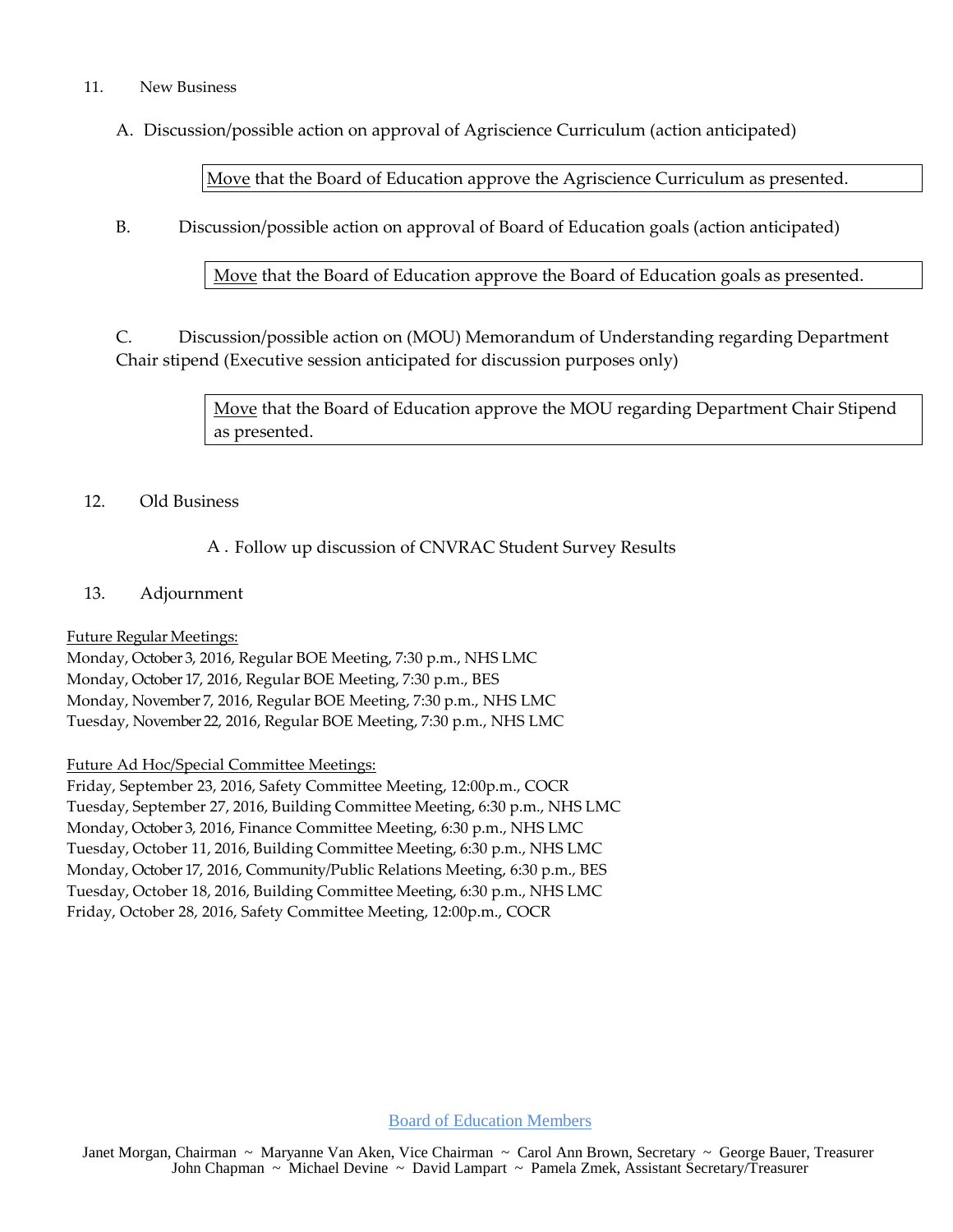11. New Business

A. Discussion/possible action on approval of Agriscience Curriculum (action anticipated)

> Move that the Board of Education approve the Agriscience Curriculum as presented.

B. Discussion/possible action on approval of Board of Education goals (action anticipated)

> Move that the Board of Education approve the Board of Education goals as presented.

C. Discussion/possible action on (MOU) Memorandum of Understanding regarding Department Chair stipend (Executive session anticipated for discussion purposes only)

> Move that the Board of Education approve the MOU regarding Department Chair Stipend as presented.

12. Old Business

A . Follow up discussion of CNVRAC Student Survey Results

13. Adjournment

Future Regular Meetings:
Monday, October 3, 2016, Regular BOE Meeting, 7:30 p.m., NHS LMC
Monday, October 17, 2016, Regular BOE Meeting, 7:30 p.m., BES
Monday, November 7, 2016, Regular BOE Meeting, 7:30 p.m., NHS LMC
Tuesday, November 22, 2016, Regular BOE Meeting, 7:30 p.m., NHS LMC

Future Ad Hoc/Special Committee Meetings:
Friday, September 23, 2016, Safety Committee Meeting, 12:00p.m., COCR
Tuesday, September 27, 2016, Building Committee Meeting, 6:30 p.m., NHS LMC
Monday, October 3, 2016, Finance Committee Meeting, 6:30 p.m., NHS LMC
Tuesday, October 11, 2016, Building Committee Meeting, 6:30 p.m., NHS LMC
Monday, October 17, 2016, Community/Public Relations Meeting, 6:30 p.m., BES
Tuesday, October 18, 2016, Building Committee Meeting, 6:30 p.m., NHS LMC
Friday, October 28, 2016, Safety Committee Meeting, 12:00p.m., COCR

Board of Education Members

Janet Morgan, Chairman ~ Maryanne Van Aken, Vice Chairman ~ Carol Ann Brown, Secretary ~ George Bauer, Treasurer
John Chapman ~ Michael Devine ~ David Lampart ~ Pamela Zmek, Assistant Secretary/Treasurer